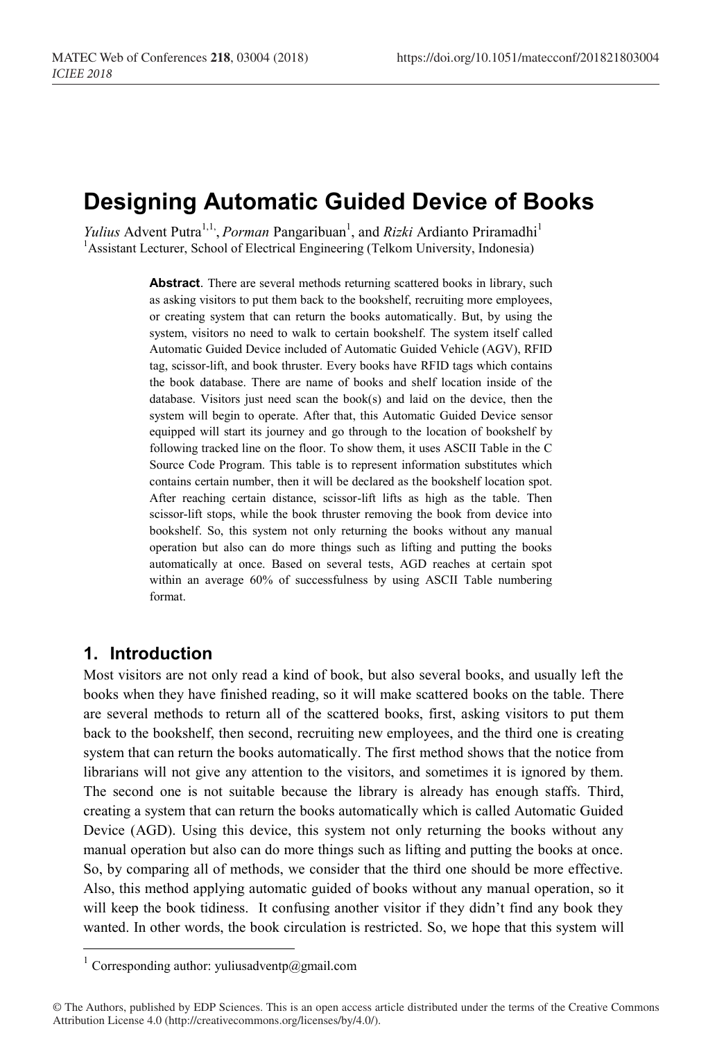# Designing Automatic Guided Device of Books

*Yulius* Advent Putra[1,1,], *Porman* Pangaribuan[1], and *Rizki* Ardianto Priramadhi[1]

[1]Assistant Lecturer, School of Electrical Engineering (Telkom University, Indonesia)

**Abstract**. There are several methods returning scattered books in library, such as asking visitors to put them back to the bookshelf, recruiting more employees, or creating system that can return the books automatically. But, by using the system, visitors no need to walk to certain bookshelf. The system itself called Automatic Guided Device included of Automatic Guided Vehicle (AGV), RFID tag, scissor-lift, and book thruster. Every books have RFID tags which contains the book database. There are name of books and shelf location inside of the database. Visitors just need scan the book(s) and laid on the device, then the system will begin to operate. After that, this Automatic Guided Device sensor equipped will start its journey and go through to the location of bookshelf by following tracked line on the floor. To show them, it uses ASCII Table in the C Source Code Program. This table is to represent information substitutes which contains certain number, then it will be declared as the bookshelf location spot. After reaching certain distance, scissor-lift lifts as high as the table. Then scissor-lift stops, while the book thruster removing the book from device into bookshelf. So, this system not only returning the books without any manual operation but also can do more things such as lifting and putting the books automatically at once. Based on several tests, AGD reaches at certain spot within an average 60% of successfulness by using ASCII Table numbering format.

## 1. Introduction

Most visitors are not only read a kind of book, but also several books, and usually left the books when they have finished reading, so it will make scattered books on the table. There are several methods to return all of the scattered books, first, asking visitors to put them back to the bookshelf, then second, recruiting new employees, and the third one is creating system that can return the books automatically. The first method shows that the notice from librarians will not give any attention to the visitors, and sometimes it is ignored by them. The second one is not suitable because the library is already has enough staffs. Third, creating a system that can return the books automatically which is called Automatic Guided Device (AGD). Using this device, this system not only returning the books without any manual operation but also can do more things such as lifting and putting the books at once. So, by comparing all of methods, we consider that the third one should be more effective. Also, this method applying automatic guided of books without any manual operation, so it will keep the book tidiness. It confusing another visitor if they didn't find any book they wanted. In other words, the book circulation is restricted. So, we hope that this system will

[1] Corresponding author: yuliusadventp@gmail.com

© The Authors, published by EDP Sciences. This is an open access article distributed under the terms of the Creative Commons Attribution License 4.0 (http://creativecommons.org/licenses/by/4.0/).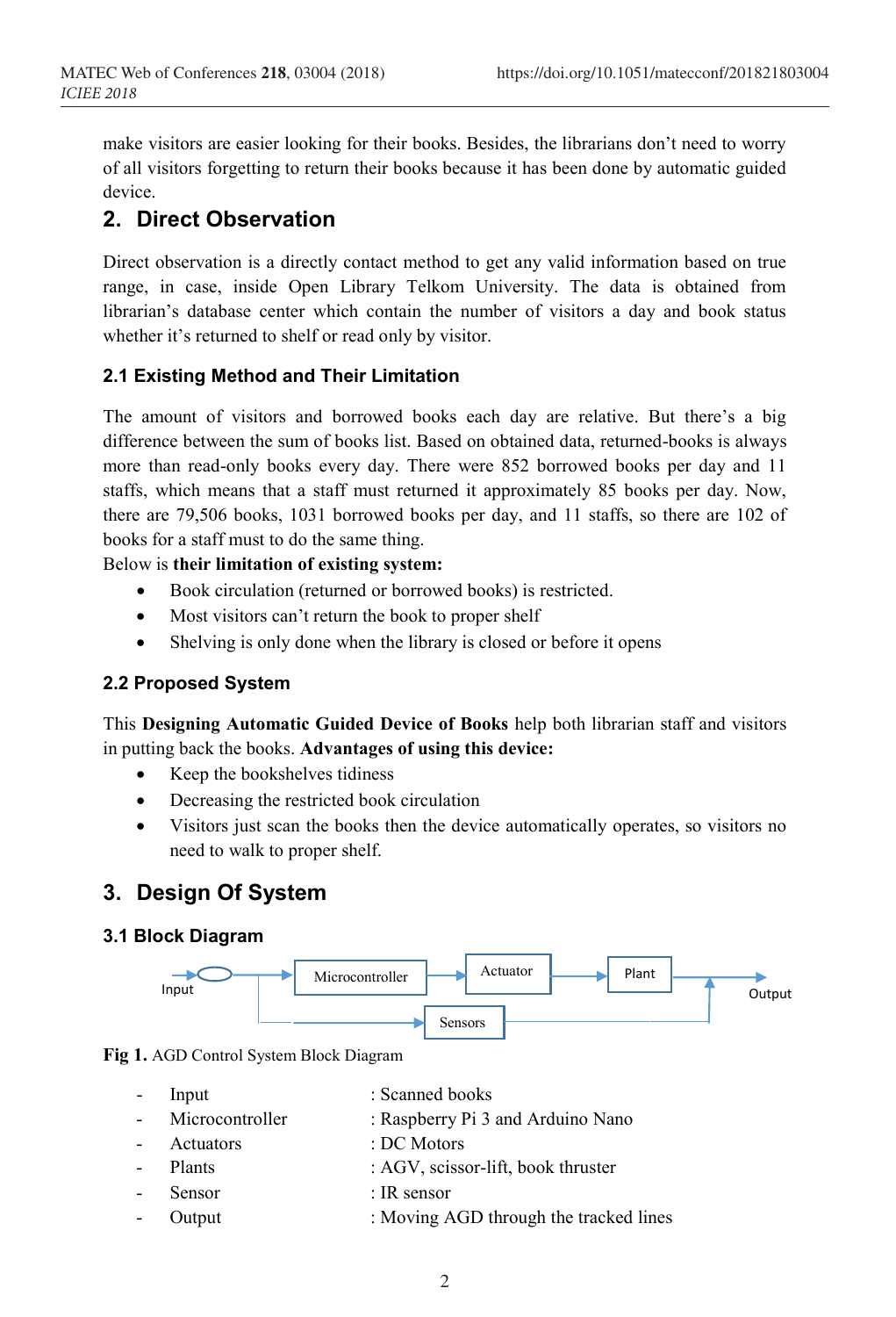make visitors are easier looking for their books. Besides, the librarians don't need to worry of all visitors forgetting to return their books because it has been done by automatic guided device.

## 2. Direct Observation

Direct observation is a directly contact method to get any valid information based on true range, in case, inside Open Library Telkom University. The data is obtained from librarian's database center which contain the number of visitors a day and book status whether it's returned to shelf or read only by visitor.

### 2.1 Existing Method and Their Limitation

The amount of visitors and borrowed books each day are relative. But there's a big difference between the sum of books list. Based on obtained data, returned-books is always more than read-only books every day. There were 852 borrowed books per day and 11 staffs, which means that a staff must returned it approximately 85 books per day. Now, there are 79,506 books, 1031 borrowed books per day, and 11 staffs, so there are 102 of books for a staff must to do the same thing.

Below is **their limitation of existing system:**

- Book circulation (returned or borrowed books) is restricted.
- Most visitors can't return the book to proper shelf
- Shelving is only done when the library is closed or before it opens

### 2.2 Proposed System

This **Designing Automatic Guided Device of Books** help both librarian staff and visitors in putting back the books. **Advantages of using this device:**

- Keep the bookshelves tidiness
- Decreasing the restricted book circulation
- Visitors just scan the books then the device automatically operates, so visitors no need to walk to proper shelf.

## 3. Design Of System

### 3.1 Block Diagram

Input → Microcontroller → Actuator → Plant → Output; Input → Sensors → Output (feedback)

**Fig 1.** AGD Control System Block Diagram

- Input : Scanned books
- Microcontroller : Raspberry Pi 3 and Arduino Nano
- Actuators : DC Motors
- Plants : AGV, scissor-lift, book thruster
- Sensor : IR sensor
- Output : Moving AGD through the tracked lines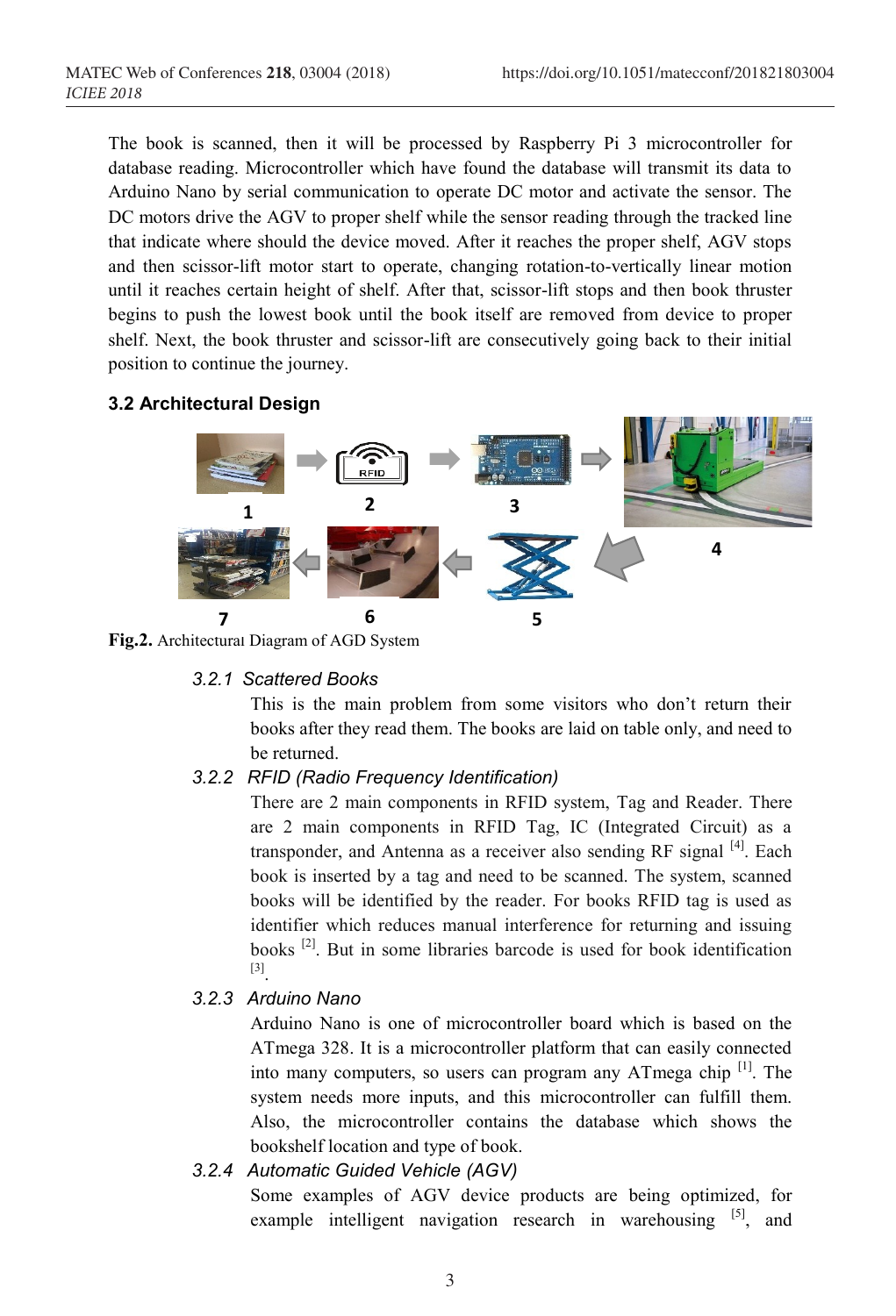The book is scanned, then it will be processed by Raspberry Pi 3 microcontroller for database reading. Microcontroller which have found the database will transmit its data to Arduino Nano by serial communication to operate DC motor and activate the sensor. The DC motors drive the AGV to proper shelf while the sensor reading through the tracked line that indicate where should the device moved. After it reaches the proper shelf, AGV stops and then scissor-lift motor start to operate, changing rotation-to-vertically linear motion until it reaches certain height of shelf. After that, scissor-lift stops and then book thruster begins to push the lowest book until the book itself are removed from device to proper shelf. Next, the book thruster and scissor-lift are consecutively going back to their initial position to continue the journey.

### 3.2 Architectural Design

**Fig.2.** Architectural Diagram of AGD System

#### 3.2.1 *Scattered Books*

This is the main problem from some visitors who don't return their books after they read them. The books are laid on table only, and need to be returned.

#### 3.2.2 *RFID (Radio Frequency Identification)*

There are 2 main components in RFID system, Tag and Reader. There are 2 main components in RFID Tag, IC (Integrated Circuit) as a transponder, and Antenna as a receiver also sending RF signal [4]. Each book is inserted by a tag and need to be scanned. The system, scanned books will be identified by the reader. For books RFID tag is used as identifier which reduces manual interference for returning and issuing books [2]. But in some libraries barcode is used for book identification [3].

#### 3.2.3 *Arduino Nano*

Arduino Nano is one of microcontroller board which is based on the ATmega 328. It is a microcontroller platform that can easily connected into many computers, so users can program any ATmega chip [1]. The system needs more inputs, and this microcontroller can fulfill them. Also, the microcontroller contains the database which shows the bookshelf location and type of book.

#### 3.2.4 *Automatic Guided Vehicle (AGV)*

Some examples of AGV device products are being optimized, for example intelligent navigation research in warehousing [5], and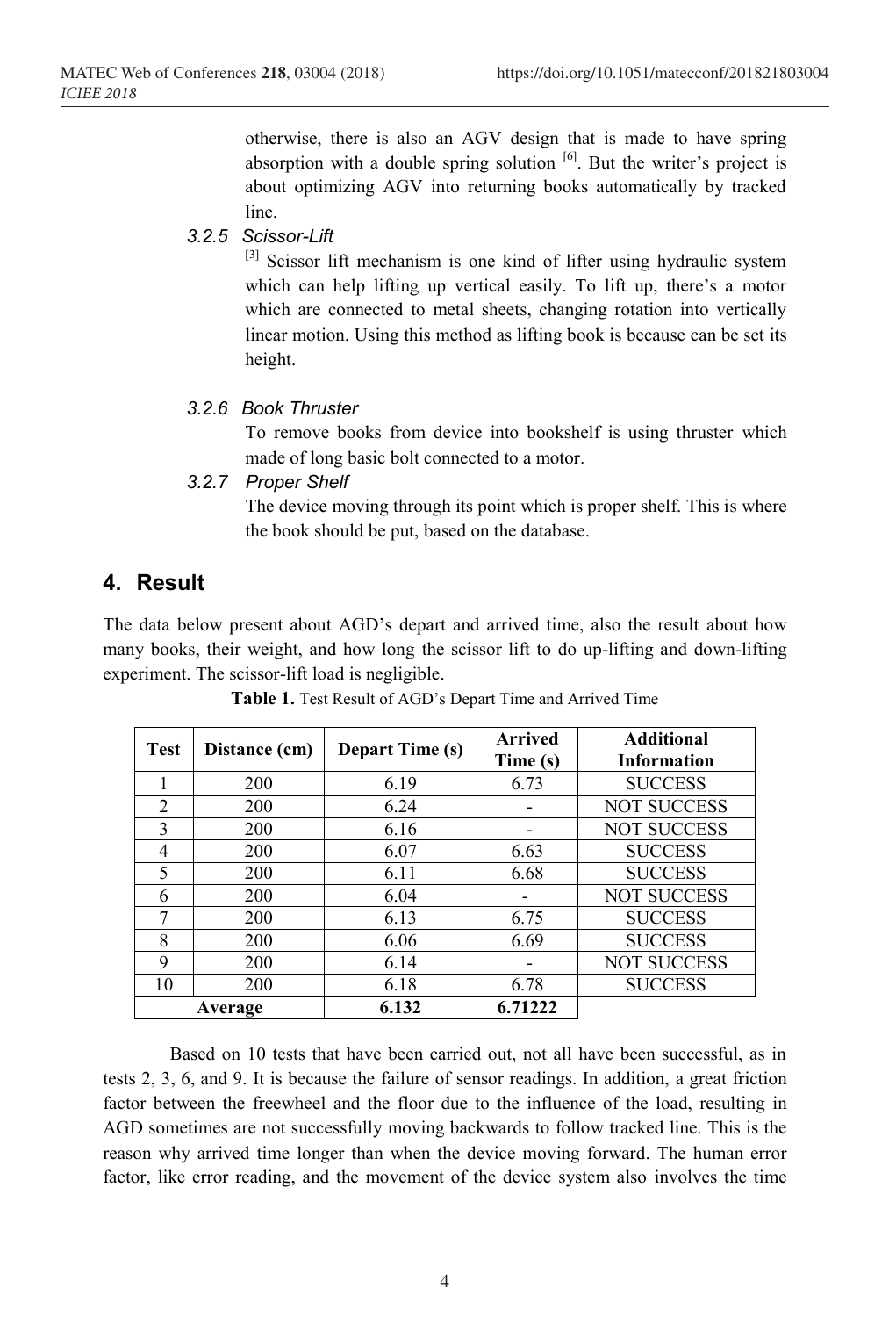otherwise, there is also an AGV design that is made to have spring absorption with a double spring solution [6]. But the writer's project is about optimizing AGV into returning books automatically by tracked line.

#### *3.2.5 Scissor-Lift*

[3] Scissor lift mechanism is one kind of lifter using hydraulic system which can help lifting up vertical easily. To lift up, there's a motor which are connected to metal sheets, changing rotation into vertically linear motion. Using this method as lifting book is because can be set its height.

#### *3.2.6 Book Thruster*

To remove books from device into bookshelf is using thruster which made of long basic bolt connected to a motor.

#### *3.2.7 Proper Shelf*

The device moving through its point which is proper shelf. This is where the book should be put, based on the database.

## 4. Result

The data below present about AGD's depart and arrived time, also the result about how many books, their weight, and how long the scissor lift to do up-lifting and down-lifting experiment. The scissor-lift load is negligible.

**Table 1.** Test Result of AGD's Depart Time and Arrived Time

| Test | Distance (cm) | Depart Time (s) | Arrived Time (s) | Additional Information |
|---|---|---|---|---|
| 1 | 200 | 6.19 | 6.73 | SUCCESS |
| 2 | 200 | 6.24 | - | NOT SUCCESS |
| 3 | 200 | 6.16 | - | NOT SUCCESS |
| 4 | 200 | 6.07 | 6.63 | SUCCESS |
| 5 | 200 | 6.11 | 6.68 | SUCCESS |
| 6 | 200 | 6.04 | - | NOT SUCCESS |
| 7 | 200 | 6.13 | 6.75 | SUCCESS |
| 8 | 200 | 6.06 | 6.69 | SUCCESS |
| 9 | 200 | 6.14 | - | NOT SUCCESS |
| 10 | 200 | 6.18 | 6.78 | SUCCESS |
| **Average** | | **6.132** | **6.71222** | |

Based on 10 tests that have been carried out, not all have been successful, as in tests 2, 3, 6, and 9. It is because the failure of sensor readings. In addition, a great friction factor between the freewheel and the floor due to the influence of the load, resulting in AGD sometimes are not successfully moving backwards to follow tracked line. This is the reason why arrived time longer than when the device moving forward. The human error factor, like error reading, and the movement of the device system also involves the time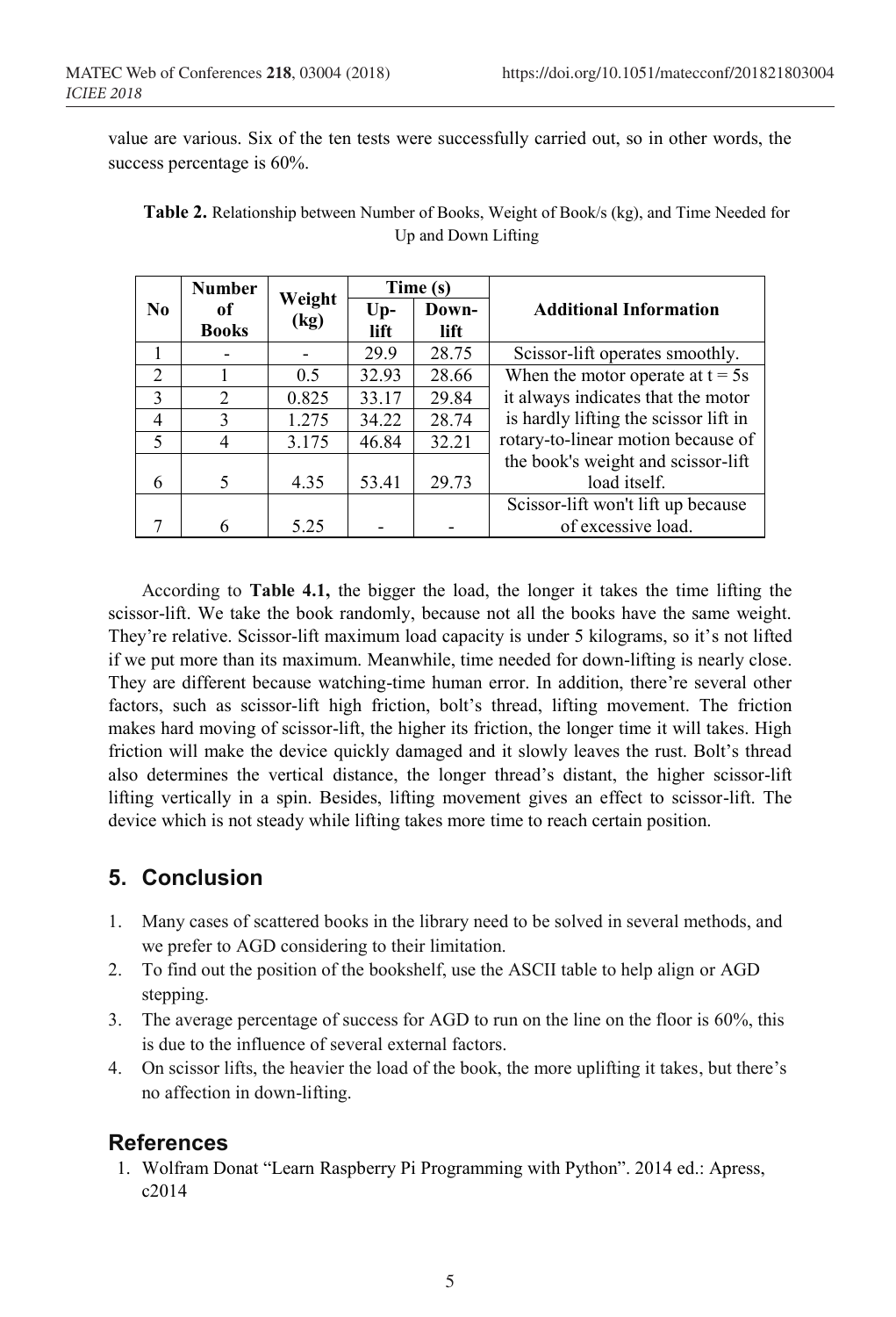value are various. Six of the ten tests were successfully carried out, so in other words, the success percentage is 60%.

**Table 2.** Relationship between Number of Books, Weight of Book/s (kg), and Time Needed for Up and Down Lifting

| No | Number of Books | Weight (kg) | Time (s) | | Additional Information |
|---|---|---|---|---|---|
| | | | Up-lift | Down-lift | |
| 1 | - | - | 29.9 | 28.75 | Scissor-lift operates smoothly. |
| 2 | 1 | 0.5 | 32.93 | 28.66 | When the motor operate at t = 5s it always indicates that the motor is hardly lifting the scissor lift in rotary-to-linear motion because of the book's weight and scissor-lift load itself. |
| 3 | 2 | 0.825 | 33.17 | 29.84 | |
| 4 | 3 | 1.275 | 34.22 | 28.74 | |
| 5 | 4 | 3.175 | 46.84 | 32.21 | |
| 6 | 5 | 4.35 | 53.41 | 29.73 | |
| 7 | 6 | 5.25 | - | - | Scissor-lift won't lift up because of excessive load. |

According to **Table 4.1,** the bigger the load, the longer it takes the time lifting the scissor-lift. We take the book randomly, because not all the books have the same weight. They're relative. Scissor-lift maximum load capacity is under 5 kilograms, so it's not lifted if we put more than its maximum. Meanwhile, time needed for down-lifting is nearly close. They are different because watching-time human error. In addition, there're several other factors, such as scissor-lift high friction, bolt's thread, lifting movement. The friction makes hard moving of scissor-lift, the higher its friction, the longer time it will takes. High friction will make the device quickly damaged and it slowly leaves the rust. Bolt's thread also determines the vertical distance, the longer thread's distant, the higher scissor-lift lifting vertically in a spin. Besides, lifting movement gives an effect to scissor-lift. The device which is not steady while lifting takes more time to reach certain position.

## 5. Conclusion

1. Many cases of scattered books in the library need to be solved in several methods, and we prefer to AGD considering to their limitation.
2. To find out the position of the bookshelf, use the ASCII table to help align or AGD stepping.
3. The average percentage of success for AGD to run on the line on the floor is 60%, this is due to the influence of several external factors.
4. On scissor lifts, the heavier the load of the book, the more uplifting it takes, but there's no affection in down-lifting.

## References

1. Wolfram Donat "Learn Raspberry Pi Programming with Python". 2014 ed.: Apress, c2014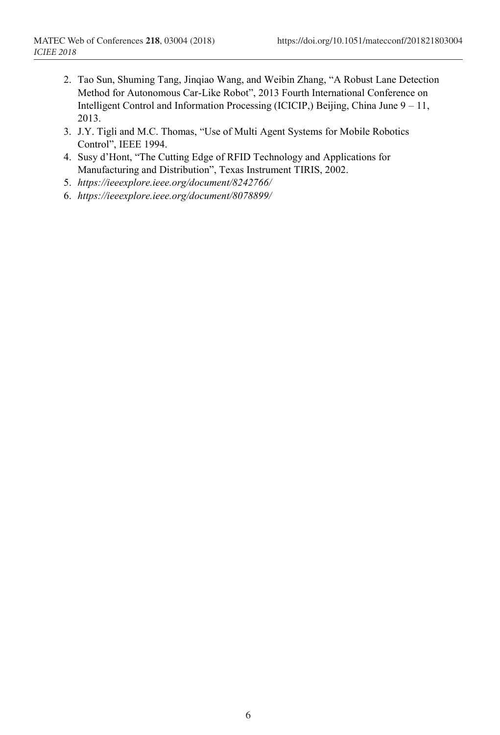2. Tao Sun, Shuming Tang, Jinqiao Wang, and Weibin Zhang, "A Robust Lane Detection Method for Autonomous Car-Like Robot", 2013 Fourth International Conference on Intelligent Control and Information Processing (ICICIP,) Beijing, China June 9 – 11, 2013.
3. J.Y. Tigli and M.C. Thomas, "Use of Multi Agent Systems for Mobile Robotics Control", IEEE 1994.
4. Susy d'Hont, "The Cutting Edge of RFID Technology and Applications for Manufacturing and Distribution", Texas Instrument TIRIS, 2002.
5. *https://ieeexplore.ieee.org/document/8242766/*
6. *https://ieeexplore.ieee.org/document/8078899/*